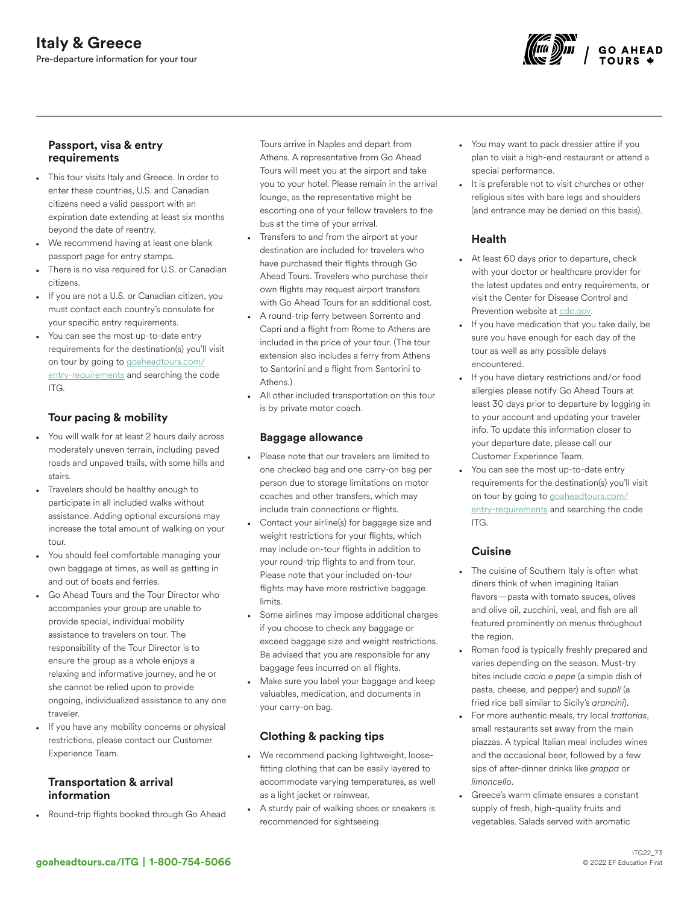# Italy & Greece

Pre-departure information for your tour

## Passport, visa & entry requirements

- This tour visits Italy and Greece. In order to enter these countries, U.S. and Canadian citizens need a valid passport with an expiration date extending at least six months beyond the date of reentry.
- We recommend having at least one blank passport page for entry stamps.
- There is no visa required for U.S. or Canadian citizens.
- If you are not a U.S. or Canadian citizen, you must contact each country's consulate for your specific entry requirements.
- You can see the most up-to-date entry requirements for the destination(s) you'll visit on tour by going to goaheadtours.com/entry-requirements and searching the code ITG.

## Tour pacing & mobility

- You will walk for at least 2 hours daily across moderately uneven terrain, including paved roads and unpaved trails, with some hills and stairs.
- Travelers should be healthy enough to participate in all included walks without assistance. Adding optional excursions may increase the total amount of walking on your tour.
- You should feel comfortable managing your own baggage at times, as well as getting in and out of boats and ferries.
- Go Ahead Tours and the Tour Director who accompanies your group are unable to provide special, individual mobility assistance to travelers on tour. The responsibility of the Tour Director is to ensure the group as a whole enjoys a relaxing and informative journey, and he or she cannot be relied upon to provide ongoing, individualized assistance to any one traveler.
- If you have any mobility concerns or physical restrictions, please contact our Customer Experience Team.

## Transportation & arrival information

- Round-trip flights booked through Go Ahead Tours arrive in Naples and depart from Athens. A representative from Go Ahead Tours will meet you at the airport and take you to your hotel. Please remain in the arrival lounge, as the representative might be escorting one of your fellow travelers to the bus at the time of your arrival.
- Transfers to and from the airport at your destination are included for travelers who have purchased their flights through Go Ahead Tours. Travelers who purchase their own flights may request airport transfers with Go Ahead Tours for an additional cost.
- A round-trip ferry between Sorrento and Capri and a flight from Rome to Athens are included in the price of your tour. (The tour extension also includes a ferry from Athens to Santorini and a flight from Santorini to Athens.)
- All other included transportation on this tour is by private motor coach.

## Baggage allowance

- Please note that our travelers are limited to one checked bag and one carry-on bag per person due to storage limitations on motor coaches and other transfers, which may include train connections or flights.
- Contact your airline(s) for baggage size and weight restrictions for your flights, which may include on-tour flights in addition to your round-trip flights to and from tour. Please note that your included on-tour flights may have more restrictive baggage limits.
- Some airlines may impose additional charges if you choose to check any baggage or exceed baggage size and weight restrictions. Be advised that you are responsible for any baggage fees incurred on all flights.
- Make sure you label your baggage and keep valuables, medication, and documents in your carry-on bag.

## Clothing & packing tips

- We recommend packing lightweight, loose-fitting clothing that can be easily layered to accommodate varying temperatures, as well as a light jacket or rainwear.
- A sturdy pair of walking shoes or sneakers is recommended for sightseeing.
- You may want to pack dressier attire if you plan to visit a high-end restaurant or attend a special performance.
- It is preferable not to visit churches or other religious sites with bare legs and shoulders (and entrance may be denied on this basis).

## Health

- At least 60 days prior to departure, check with your doctor or healthcare provider for the latest updates and entry requirements, or visit the Center for Disease Control and Prevention website at cdc.gov.
- If you have medication that you take daily, be sure you have enough for each day of the tour as well as any possible delays encountered.
- If you have dietary restrictions and/or food allergies please notify Go Ahead Tours at least 30 days prior to departure by logging in to your account and updating your traveler info. To update this information closer to your departure date, please call our Customer Experience Team.
- You can see the most up-to-date entry requirements for the destination(s) you'll visit on tour by going to goaheadtours.com/entry-requirements and searching the code ITG.

## Cuisine

- The cuisine of Southern Italy is often what diners think of when imagining Italian flavors—pasta with tomato sauces, olives and olive oil, zucchini, veal, and fish are all featured prominently on menus throughout the region.
- Roman food is typically freshly prepared and varies depending on the season. Must-try bites include *cacio e pepe* (a simple dish of pasta, cheese, and pepper) and *supplí* (a fried rice ball similar to Sicily's *arancini*).
- For more authentic meals, try local *trattorias*, small restaurants set away from the main piazzas. A typical Italian meal includes wines and the occasional beer, followed by a few sips of after-dinner drinks like *grappa* or *limoncello*.
- Greece's warm climate ensures a constant supply of fresh, high-quality fruits and vegetables. Salads served with aromatic

goaheadtours.ca/ITG | 1-800-754-5066

ITG22_73
© 2022 EF Education First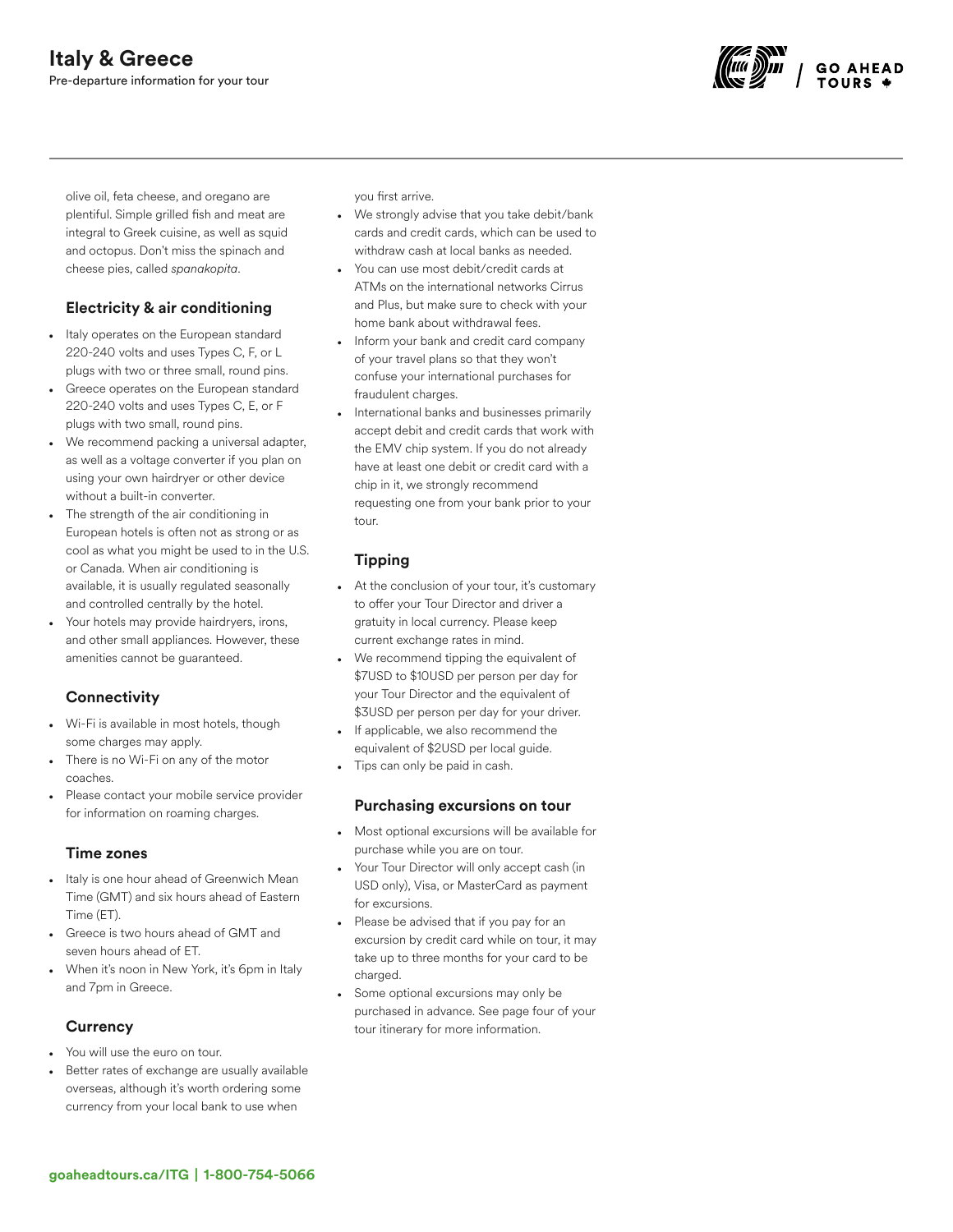olive oil, feta cheese, and oregano are plentiful. Simple grilled fish and meat are integral to Greek cuisine, as well as squid and octopus. Don't miss the spinach and cheese pies, called *spanakopita*.

### Electricity & air conditioning

- Italy operates on the European standard 220-240 volts and uses Types C, F, or L plugs with two or three small, round pins.
- Greece operates on the European standard 220-240 volts and uses Types C, E, or F plugs with two small, round pins.
- We recommend packing a universal adapter, as well as a voltage converter if you plan on using your own hairdryer or other device without a built-in converter.
- The strength of the air conditioning in European hotels is often not as strong or as cool as what you might be used to in the U.S. or Canada. When air conditioning is available, it is usually regulated seasonally and controlled centrally by the hotel.
- Your hotels may provide hairdryers, irons, and other small appliances. However, these amenities cannot be guaranteed.

### Connectivity

- Wi-Fi is available in most hotels, though some charges may apply.
- There is no Wi-Fi on any of the motor coaches.
- Please contact your mobile service provider for information on roaming charges.

### Time zones

- Italy is one hour ahead of Greenwich Mean Time (GMT) and six hours ahead of Eastern Time (ET).
- Greece is two hours ahead of GMT and seven hours ahead of ET.
- When it's noon in New York, it's 6pm in Italy and 7pm in Greece.

### Currency

- You will use the euro on tour.
- Better rates of exchange are usually available overseas, although it's worth ordering some currency from your local bank to use when you first arrive.
- We strongly advise that you take debit/bank cards and credit cards, which can be used to withdraw cash at local banks as needed.
- You can use most debit/credit cards at ATMs on the international networks Cirrus and Plus, but make sure to check with your home bank about withdrawal fees.
- Inform your bank and credit card company of your travel plans so that they won't confuse your international purchases for fraudulent charges.
- International banks and businesses primarily accept debit and credit cards that work with the EMV chip system. If you do not already have at least one debit or credit card with a chip in it, we strongly recommend requesting one from your bank prior to your tour.

### Tipping

- At the conclusion of your tour, it's customary to offer your Tour Director and driver a gratuity in local currency. Please keep current exchange rates in mind.
- We recommend tipping the equivalent of $7USD to $10USD per person per day for your Tour Director and the equivalent of $3USD per person per day for your driver.
- If applicable, we also recommend the equivalent of $2USD per local guide.
- Tips can only be paid in cash.

### Purchasing excursions on tour

- Most optional excursions will be available for purchase while you are on tour.
- Your Tour Director will only accept cash (in USD only), Visa, or MasterCard as payment for excursions.
- Please be advised that if you pay for an excursion by credit card while on tour, it may take up to three months for your card to be charged.
- Some optional excursions may only be purchased in advance. See page four of your tour itinerary for more information.